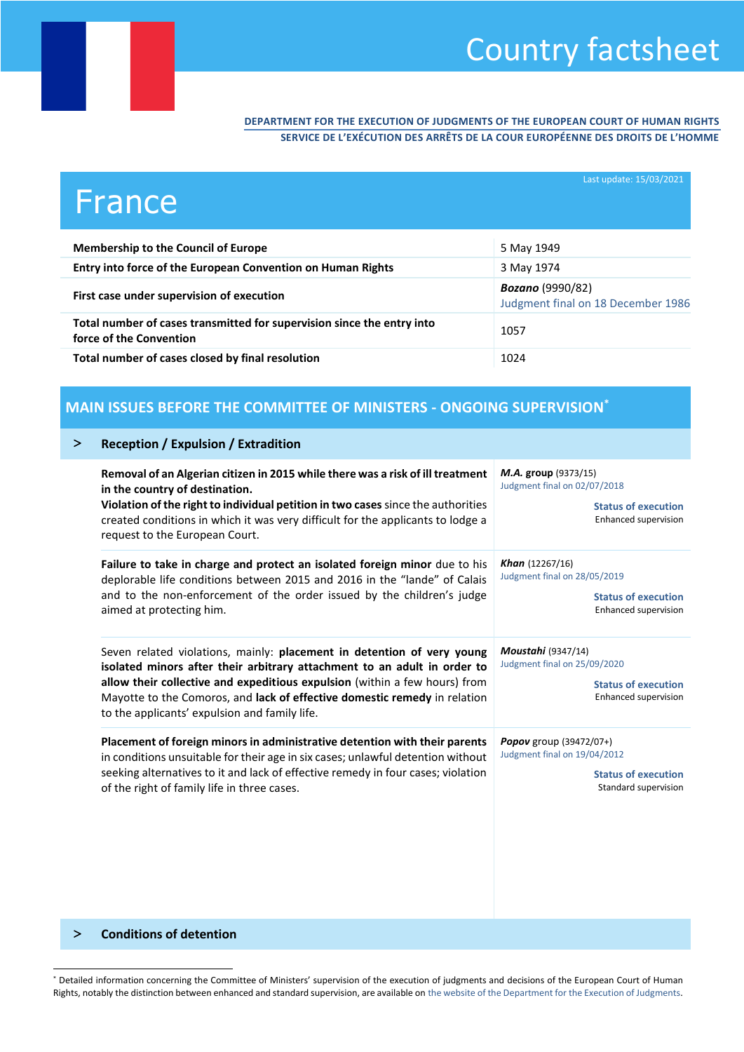# Country factsheet

DEPARTMENT FOR THE EXECUTION OF JUDGMENTS OF THE EUROPEAN COURT OF HUMAN RIGHTS
SERVICE DE L'EXÉCUTION DES ARRÊTS DE LA COUR EUROPÉENNE DES DROITS DE L'HOMME

# France

Last update: 15/03/2021

| | |
|---|---|
| **Membership to the Council of Europe** | 5 May 1949 |
| **Entry into force of the European Convention on Human Rights** | 3 May 1974 |
| **First case under supervision of execution** | ***Bozano*** (9990/82) Judgment final on 18 December 1986 |
| **Total number of cases transmitted for supervision since the entry into force of the Convention** | 1057 |
| **Total number of cases closed by final resolution** | 1024 |

## MAIN ISSUES BEFORE THE COMMITTEE OF MINISTERS - ONGOING SUPERVISION*

### > Reception / Expulsion / Extradition

| | |
|---|---|
| **Removal of an Algerian citizen in 2015 while there was a risk of ill treatment in the country of destination.** **Violation of the right to individual petition in two cases** since the authorities created conditions in which it was very difficult for the applicants to lodge a request to the European Court. | ***M.A.* group** (9373/15) Judgment final on 02/07/2018 **Status of execution** Enhanced supervision |
| **Failure to take in charge and protect an isolated foreign minor** due to his deplorable life conditions between 2015 and 2016 in the "lande" of Calais and to the non-enforcement of the order issued by the children's judge aimed at protecting him. | ***Khan*** (12267/16) Judgment final on 28/05/2019 **Status of execution** Enhanced supervision |
| Seven related violations, mainly: **placement in detention of very young isolated minors after their arbitrary attachment to an adult in order to allow their collective and expeditious expulsion** (within a few hours) from Mayotte to the Comoros, and **lack of effective domestic remedy** in relation to the applicants' expulsion and family life. | ***Moustahi*** (9347/14) Judgment final on 25/09/2020 **Status of execution** Enhanced supervision |
| **Placement of foreign minors in administrative detention with their parents** in conditions unsuitable for their age in six cases; unlawful detention without seeking alternatives to it and lack of effective remedy in four cases; violation of the right of family life in three cases. | ***Popov*** group (39472/07+) Judgment final on 19/04/2012 **Status of execution** Standard supervision |

### > Conditions of detention

---

* Detailed information concerning the Committee of Ministers' supervision of the execution of judgments and decisions of the European Court of Human Rights, notably the distinction between enhanced and standard supervision, are available on the website of the Department for the Execution of Judgments.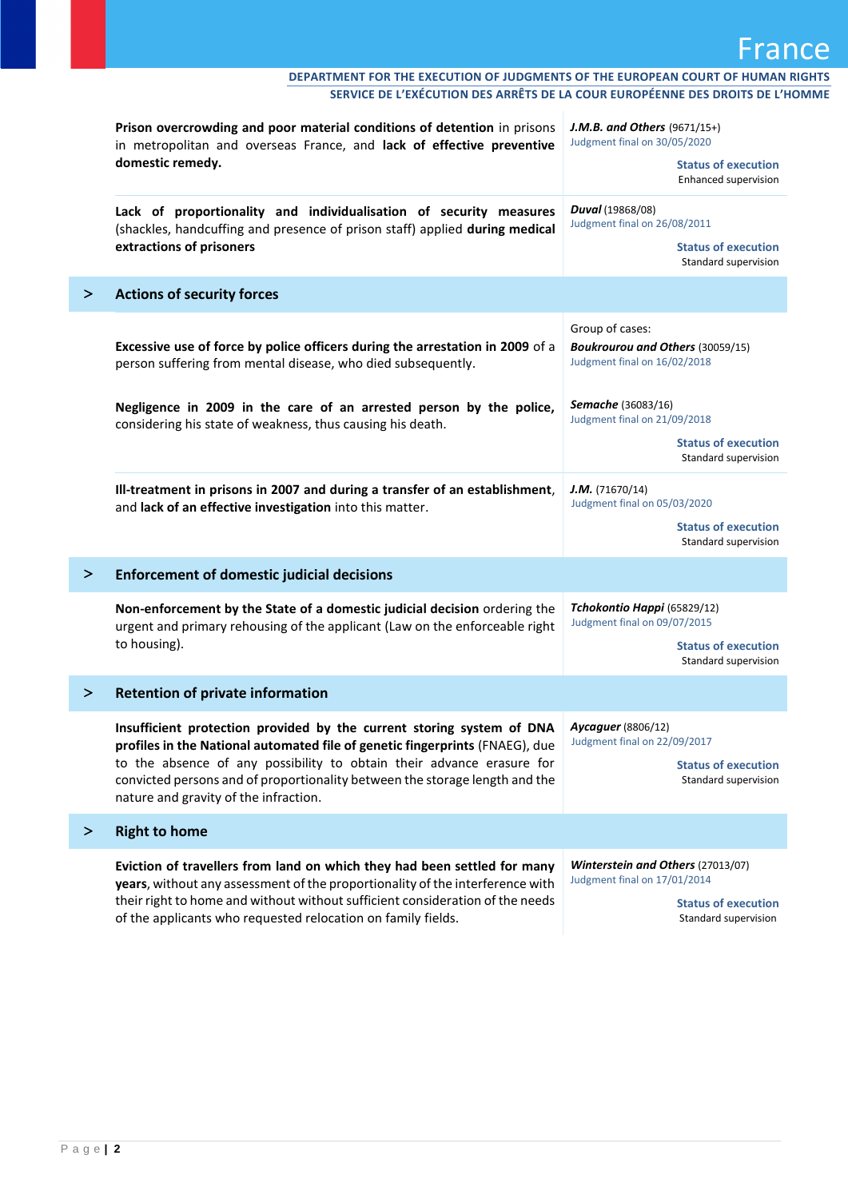| | |
|---|---|
| **Prison overcrowding and poor material conditions of detention** in prisons in metropolitan and overseas France, and **lack of effective preventive domestic remedy.** | ***J.M.B. and Others*** (9671/15+)<br>Judgment final on 30/05/2020<br>**Status of execution**<br>Enhanced supervision |
| **Lack of proportionality and individualisation of security measures** (shackles, handcuffing and presence of prison staff) applied **during medical extractions of prisoners** | ***Duval*** (19868/08)<br>Judgment final on 26/08/2011<br>**Status of execution**<br>Standard supervision |

## > Actions of security forces

| | |
|---|---|
| **Excessive use of force by police officers during the arrestation in 2009** of a person suffering from mental disease, who died subsequently.<br><br>**Negligence in 2009 in the care of an arrested person by the police,** considering his state of weakness, thus causing his death. | Group of cases:<br>***Boukrourou and Others*** (30059/15)<br>Judgment final on 16/02/2018<br><br>***Semache*** (36083/16)<br>Judgment final on 21/09/2018<br>**Status of execution**<br>Standard supervision |
| **Ill-treatment in prisons in 2007 and during a transfer of an establishment**, and **lack of an effective investigation** into this matter. | ***J.M.*** (71670/14)<br>Judgment final on 05/03/2020<br>**Status of execution**<br>Standard supervision |

## > Enforcement of domestic judicial decisions

| | |
|---|---|
| **Non-enforcement by the State of a domestic judicial decision** ordering the urgent and primary rehousing of the applicant (Law on the enforceable right to housing). | ***Tchokontio Happi*** (65829/12)<br>Judgment final on 09/07/2015<br>**Status of execution**<br>Standard supervision |

## > Retention of private information

| | |
|---|---|
| **Insufficient protection provided by the current storing system of DNA profiles in the National automated file of genetic fingerprints** (FNAEG), due to the absence of any possibility to obtain their advance erasure for convicted persons and of proportionality between the storage length and the nature and gravity of the infraction. | ***Aycaguer*** (8806/12)<br>Judgment final on 22/09/2017<br>**Status of execution**<br>Standard supervision |

## > Right to home

| | |
|---|---|
| **Eviction of travellers from land on which they had been settled for many years**, without any assessment of the proportionality of the interference with their right to home and without without sufficient consideration of the needs of the applicants who requested relocation on family fields. | ***Winterstein and Others*** (27013/07)<br>Judgment final on 17/01/2014<br>**Status of execution**<br>Standard supervision |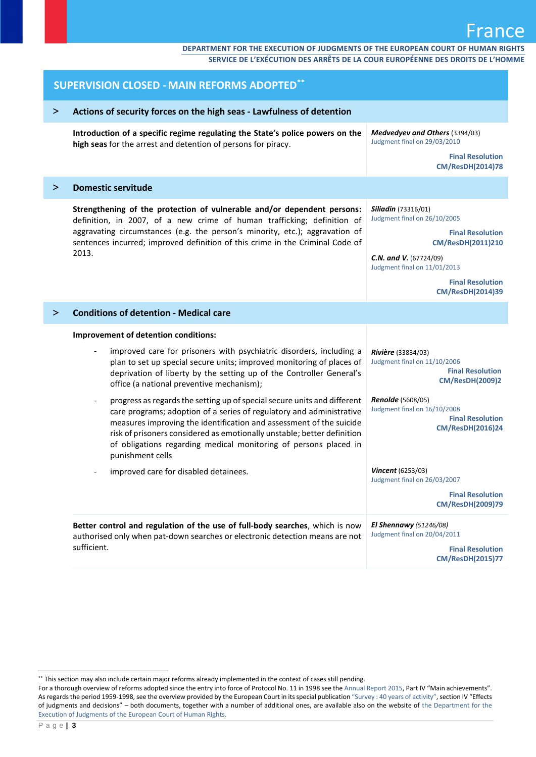## SUPERVISION CLOSED - MAIN REFORMS ADOPTED[**]

### > Actions of security forces on the high seas - Lawfulness of detention

| | |
|---|---|
| **Introduction of a specific regime regulating the State's police powers on the high seas** for the arrest and detention of persons for piracy. | ***Medvedyev and Others*** (3394/03)<br>Judgment final on 29/03/2010<br>**Final Resolution CM/ResDH(2014)78** |

### > Domestic servitude

| | |
|---|---|
| **Strengthening of the protection of vulnerable and/or dependent persons:** definition, in 2007, of a new crime of human trafficking; definition of aggravating circumstances (e.g. the person's minority, etc.); aggravation of sentences incurred; improved definition of this crime in the Criminal Code of 2013. | ***Siliadin*** (73316/01)<br>Judgment final on 26/10/2005<br>**Final Resolution CM/ResDH(2011)210**<br><br>***C.N. and V.*** (67724/09)<br>Judgment final on 11/01/2013<br>**Final Resolution CM/ResDH(2014)39** |

### > Conditions of detention - Medical care

| | |
|---|---|
| **Improvement of detention conditions:** | |
| - improved care for prisoners with psychiatric disorders, including a plan to set up special secure units; improved monitoring of places of deprivation of liberty by the setting up of the Controller General's office (a national preventive mechanism); | ***Rivière*** (33834/03)<br>Judgment final on 11/10/2006<br>**Final Resolution CM/ResDH(2009)2** |
| - progress as regards the setting up of special secure units and different care programs; adoption of a series of regulatory and administrative measures improving the identification and assessment of the suicide risk of prisoners considered as emotionally unstable; better definition of obligations regarding medical monitoring of persons placed in punishment cells | ***Renolde*** (5608/05)<br>Judgment final on 16/10/2008<br>**Final Resolution CM/ResDH(2016)24** |
| - improved care for disabled detainees. | ***Vincent*** (6253/03)<br>Judgment final on 26/03/2007<br>**Final Resolution CM/ResDH(2009)79** |
| **Better control and regulation of the use of full-body searches**, which is now authorised only when pat-down searches or electronic detection means are not sufficient. | ***El Shennawy*** (51246/08)<br>Judgment final on 20/04/2011<br>**Final Resolution CM/ResDH(2015)77** |

---

[**] This section may also include certain major reforms already implemented in the context of cases still pending.
For a thorough overview of reforms adopted since the entry into force of Protocol No. 11 in 1998 see the Annual Report 2015, Part IV "Main achievements". As regards the period 1959-1998, see the overview provided by the European Court in its special publication "Survey : 40 years of activity", section IV "Effects of judgments and decisions" – both documents, together with a number of additional ones, are available also on the website of the Department for the Execution of Judgments of the European Court of Human Rights.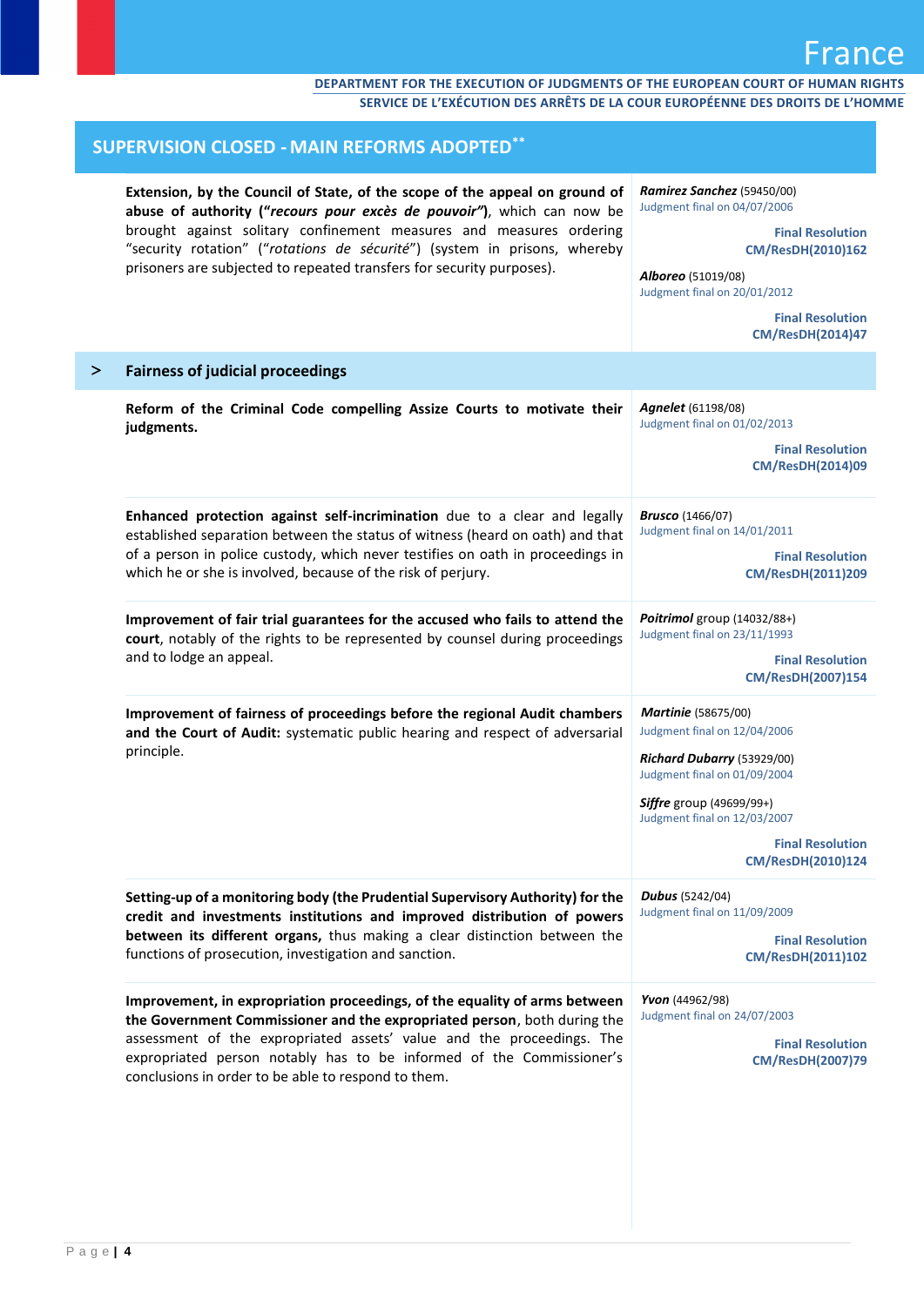## SUPERVISION CLOSED - MAIN REFORMS ADOPTED**

| Reform | Case / Resolution |
|---|---|
| **Extension, by the Council of State, of the scope of the appeal on ground of abuse of authority (“*recours pour excès de pouvoir”*)**, which can now be brought against solitary confinement measures and measures ordering “security rotation” (“*rotations de sécurité*”) (system in prisons, whereby prisoners are subjected to repeated transfers for security purposes). | ***Ramirez Sanchez*** (59450/00) Judgment final on 04/07/2006 **Final Resolution CM/ResDH(2010)162** ***Alboreo*** (51019/08) Judgment final on 20/01/2012 **Final Resolution CM/ResDH(2014)47** |

### > Fairness of judicial proceedings

| Reform | Case / Resolution |
|---|---|
| **Reform of the Criminal Code compelling Assize Courts to motivate their judgments.** | ***Agnelet*** (61198/08) Judgment final on 01/02/2013 **Final Resolution CM/ResDH(2014)09** |
| **Enhanced protection against self-incrimination** due to a clear and legally established separation between the status of witness (heard on oath) and that of a person in police custody, which never testifies on oath in proceedings in which he or she is involved, because of the risk of perjury. | ***Brusco*** (1466/07) Judgment final on 14/01/2011 **Final Resolution CM/ResDH(2011)209** |
| **Improvement of fair trial guarantees for the accused who fails to attend the court**, notably of the rights to be represented by counsel during proceedings and to lodge an appeal. | ***Poitrimol*** group (14032/88+) Judgment final on 23/11/1993 **Final Resolution CM/ResDH(2007)154** |
| **Improvement of fairness of proceedings before the regional Audit chambers and the Court of Audit:** systematic public hearing and respect of adversarial principle. | ***Martinie*** (58675/00) Judgment final on 12/04/2006 ***Richard Dubarry*** (53929/00) Judgment final on 01/09/2004 ***Siffre*** group (49699/99+) Judgment final on 12/03/2007 **Final Resolution CM/ResDH(2010)124** |
| **Setting-up of a monitoring body (the Prudential Supervisory Authority) for the credit and investments institutions and improved distribution of powers between its different organs,** thus making a clear distinction between the functions of prosecution, investigation and sanction. | ***Dubus*** (5242/04) Judgment final on 11/09/2009 **Final Resolution CM/ResDH(2011)102** |
| **Improvement, in expropriation proceedings, of the equality of arms between the Government Commissioner and the expropriated person**, both during the assessment of the expropriated assets’ value and the proceedings. The expropriated person notably has to be informed of the Commissioner’s conclusions in order to be able to respond to them. | ***Yvon*** (44962/98) Judgment final on 24/07/2003 **Final Resolution CM/ResDH(2007)79** |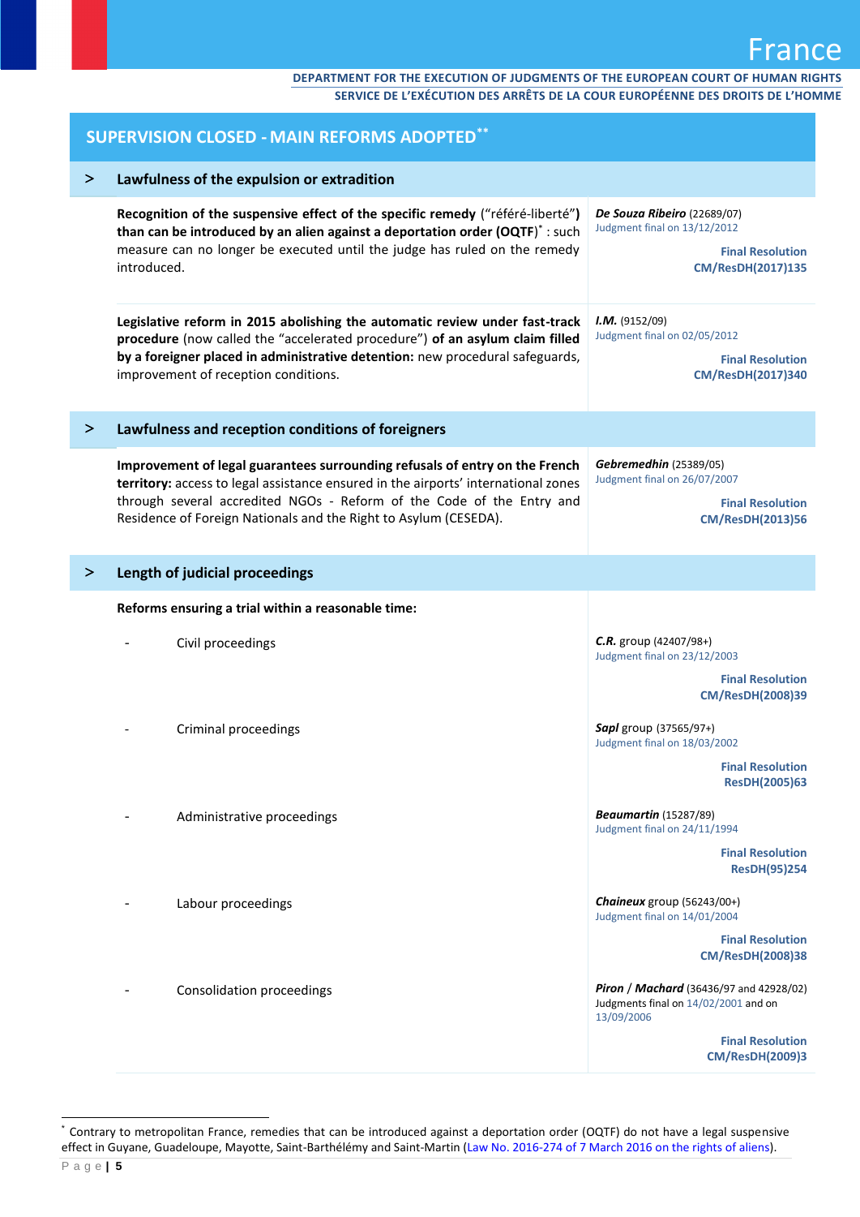## SUPERVISION CLOSED - MAIN REFORMS ADOPTED[**]

### > Lawfulness of the expulsion or extradition

| Reform | Case |
|---|---|
| **Recognition of the suspensive effect of the specific remedy** ("référé-liberté") **than can be introduced by an alien against a deportation order (OQTF)**[*] : such measure can no longer be executed until the judge has ruled on the remedy introduced. | ***De Souza Ribeiro*** (22689/07) Judgment final on 13/12/2012 **Final Resolution CM/ResDH(2017)135** |
| **Legislative reform in 2015 abolishing the automatic review under fast-track procedure** (now called the "accelerated procedure") **of an asylum claim filled by a foreigner placed in administrative detention:** new procedural safeguards, improvement of reception conditions. | ***I.M.*** (9152/09) Judgment final on 02/05/2012 **Final Resolution CM/ResDH(2017)340** |

### > Lawfulness and reception conditions of foreigners

| Reform | Case |
|---|---|
| **Improvement of legal guarantees surrounding refusals of entry on the French territory:** access to legal assistance ensured in the airports' international zones through several accredited NGOs - Reform of the Code of the Entry and Residence of Foreign Nationals and the Right to Asylum (CESEDA). | ***Gebremedhin*** (25389/05) Judgment final on 26/07/2007 **Final Resolution CM/ResDH(2013)56** |

### > Length of judicial proceedings

**Reforms ensuring a trial within a reasonable time:**

| Reform | Case |
|---|---|
| - Civil proceedings | ***C.R.*** group (42407/98+) Judgment final on 23/12/2003 **Final Resolution CM/ResDH(2008)39** |
| - Criminal proceedings | ***Sapl*** group (37565/97+) Judgment final on 18/03/2002 **Final Resolution ResDH(2005)63** |
| - Administrative proceedings | ***Beaumartin*** (15287/89) Judgment final on 24/11/1994 **Final Resolution ResDH(95)254** |
| - Labour proceedings | ***Chaineux*** group (56243/00+) Judgment final on 14/01/2004 **Final Resolution CM/ResDH(2008)38** |
| - Consolidation proceedings | ***Piron*** / ***Machard*** (36436/97 and 42928/02) Judgments final on 14/02/2001 and on 13/09/2006 **Final Resolution CM/ResDH(2009)3** |

[*] Contrary to metropolitan France, remedies that can be introduced against a deportation order (OQTF) do not have a legal suspensive effect in Guyane, Guadeloupe, Mayotte, Saint-Barthélémy and Saint-Martin (Law No. 2016-274 of 7 March 2016 on the rights of aliens).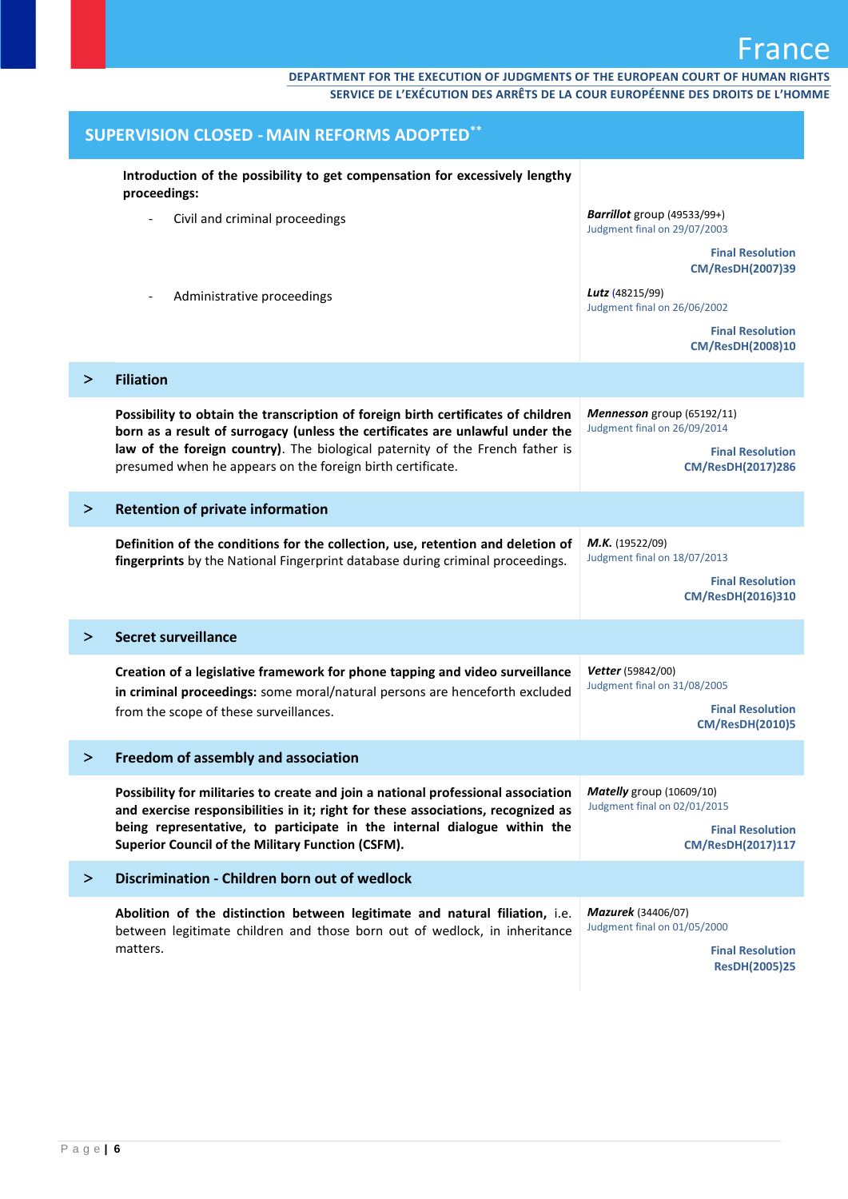## SUPERVISION CLOSED - MAIN REFORMS ADOPTED**

| | |
|---|---|
| **Introduction of the possibility to get compensation for excessively lengthy proceedings:** | |
| - Civil and criminal proceedings | ***Barrillot*** group (49533/99+)<br>Judgment final on 29/07/2003<br>**Final Resolution CM/ResDH(2007)39** |
| - Administrative proceedings | ***Lutz*** (48215/99)<br>Judgment final on 26/06/2002<br>**Final Resolution CM/ResDH(2008)10** |

### > Filiation

| | |
|---|---|
| **Possibility to obtain the transcription of foreign birth certificates of children born as a result of surrogacy (unless the certificates are unlawful under the law of the foreign country)**. The biological paternity of the French father is presumed when he appears on the foreign birth certificate. | ***Mennesson*** group (65192/11)<br>Judgment final on 26/09/2014<br>**Final Resolution CM/ResDH(2017)286** |

### > Retention of private information

| | |
|---|---|
| **Definition of the conditions for the collection, use, retention and deletion of fingerprints** by the National Fingerprint database during criminal proceedings. | ***M.K.*** (19522/09)<br>Judgment final on 18/07/2013<br>**Final Resolution CM/ResDH(2016)310** |

### > Secret surveillance

| | |
|---|---|
| **Creation of a legislative framework for phone tapping and video surveillance in criminal proceedings:** some moral/natural persons are henceforth excluded from the scope of these surveillances. | ***Vetter*** (59842/00)<br>Judgment final on 31/08/2005<br>**Final Resolution CM/ResDH(2010)5** |

### > Freedom of assembly and association

| | |
|---|---|
| **Possibility for militaries to create and join a national professional association and exercise responsibilities in it; right for these associations, recognized as being representative, to participate in the internal dialogue within the Superior Council of the Military Function (CSFM).** | ***Matelly*** group (10609/10)<br>Judgment final on 02/01/2015<br>**Final Resolution CM/ResDH(2017)117** |

### > Discrimination - Children born out of wedlock

| | |
|---|---|
| **Abolition of the distinction between legitimate and natural filiation,** i.e. between legitimate children and those born out of wedlock, in inheritance matters. | ***Mazurek*** (34406/07)<br>Judgment final on 01/05/2000<br>**Final Resolution ResDH(2005)25** |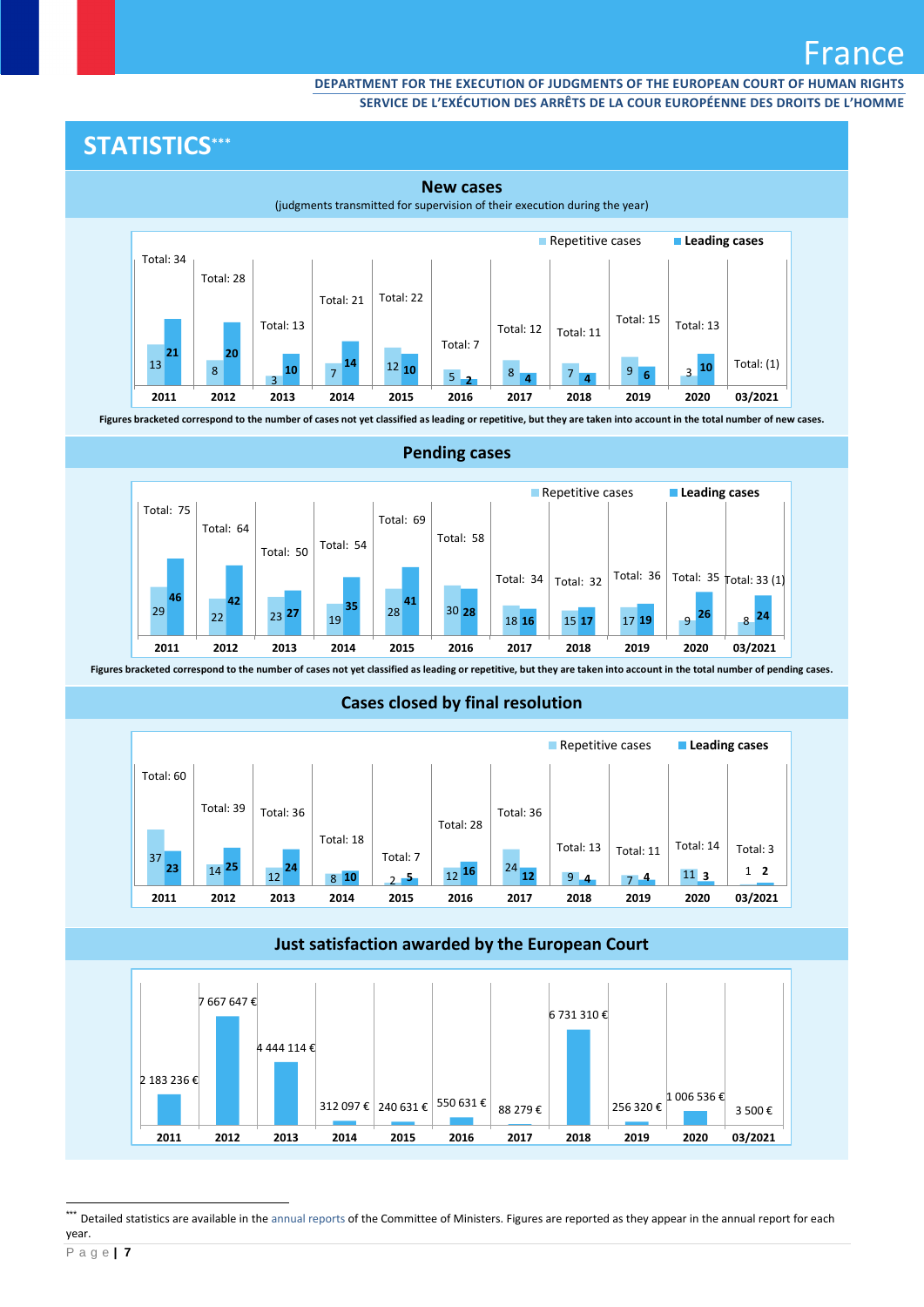# France

DEPARTMENT FOR THE EXECUTION OF JUDGMENTS OF THE EUROPEAN COURT OF HUMAN RIGHTS
SERVICE DE L'EXÉCUTION DES ARRÊTS DE LA COUR EUROPÉENNE DES DROITS DE L'HOMME

## STATISTICS***

### New cases

(judgments transmitted for supervision of their execution during the year)

Repetitive cases
Leading cases

Total: 34
13
21
2011

Total: 28
8
20
2012

Total: 13
3
10
2013

Total: 21
7
14
2014

Total: 22
12
10
2015

Total: 7
5
2
2016

Total: 12
8
4
2017

Total: 11
7
4
2018

Total: 15
9
6
2019

Total: 13
3
10
2020

Total: (1)
03/2021

Figures bracketed correspond to the number of cases not yet classified as leading or repetitive, but they are taken into account in the total number of new cases.

### Pending cases

Repetitive cases
Leading cases

Total: 75
29
46
2011

Total: 64
22
42
2012

Total: 50
23
27
2013

Total: 54
19
35
2014

Total: 69
28
41
2015

Total: 58
30
28
2016

Total: 34
18
16
2017

Total: 32
15
17
2018

Total: 36
17
19
2019

Total: 35
9
26
2020

Total: 33 (1)
8
24
03/2021

Figures bracketed correspond to the number of cases not yet classified as leading or repetitive, but they are taken into account in the total number of pending cases.

### Cases closed by final resolution

Repetitive cases
Leading cases

Total: 60
37
23
2011

Total: 39
14
25
2012

Total: 36
12
24
2013

Total: 18
8
10
2014

Total: 7
2
5
2015

Total: 28
12
16
2016

Total: 36
24
12
2017

Total: 13
9
4
2018

Total: 11
7
4
2019

Total: 14
11
3
2020

Total: 3
1
2
03/2021

### Just satisfaction awarded by the European Court

2 183 236 €
2011

7 667 647 €
2012

4 444 114 €
2013

312 097 €
2014

240 631 €
2015

550 631 €
2016

88 279 €
2017

6 731 310 €
2018

256 320 €
2019

1 006 536 €
2020

3 500 €
03/2021

*** Detailed statistics are available in the annual reports of the Committee of Ministers. Figures are reported as they appear in the annual report for each year.